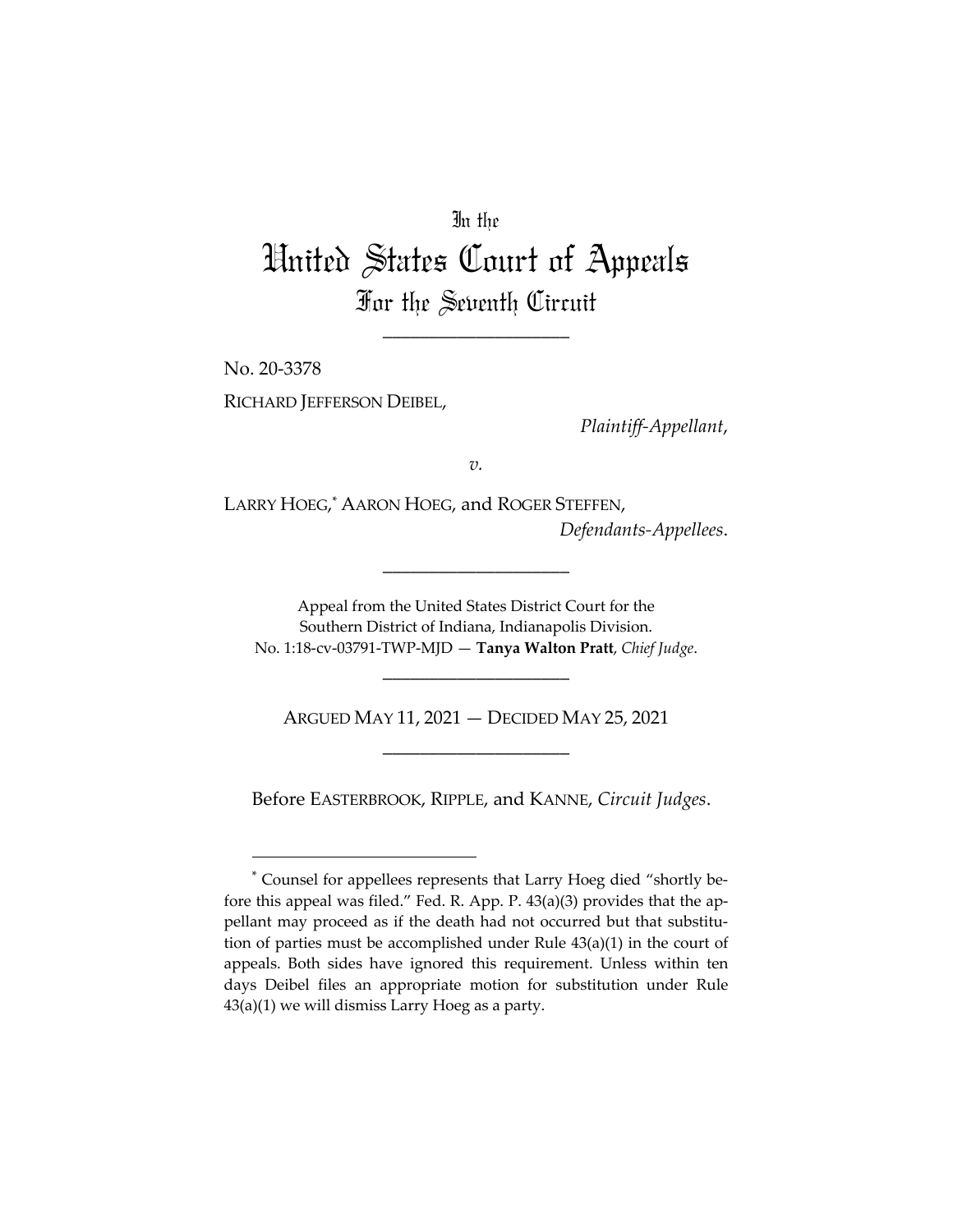# In the United States Court of Appeals For the Seventh Circuit

\_\_\_\_\_\_\_\_\_\_\_\_\_\_\_\_\_\_\_\_

No. 20-3378

RICHARD JEFFERSON DEIBEL,

*Plaintiff-Appellant*,

*v.*

LARRY HOEG,* AARON HOEG, and ROGER STEFFEN,

*Defendants-Appellees*.

\_\_\_\_\_\_\_\_\_\_\_\_\_\_\_\_\_\_\_\_

Appeal from the United States District Court for the Southern District of Indiana, Indianapolis Division.
No. 1:18-cv-03791-TWP-MJD — **Tanya Walton Pratt**, *Chief Judge*.

\_\_\_\_\_\_\_\_\_\_\_\_\_\_\_\_\_\_\_\_

ARGUED MAY 11, 2021 — DECIDED MAY 25, 2021

\_\_\_\_\_\_\_\_\_\_\_\_\_\_\_\_\_\_\_\_

Before EASTERBROOK, RIPPLE, and KANNE, *Circuit Judges*.

---

* Counsel for appellees represents that Larry Hoeg died "shortly before this appeal was filed." Fed. R. App. P. 43(a)(3) provides that the appellant may proceed as if the death had not occurred but that substitution of parties must be accomplished under Rule 43(a)(1) in the court of appeals. Both sides have ignored this requirement. Unless within ten days Deibel files an appropriate motion for substitution under Rule 43(a)(1) we will dismiss Larry Hoeg as a party.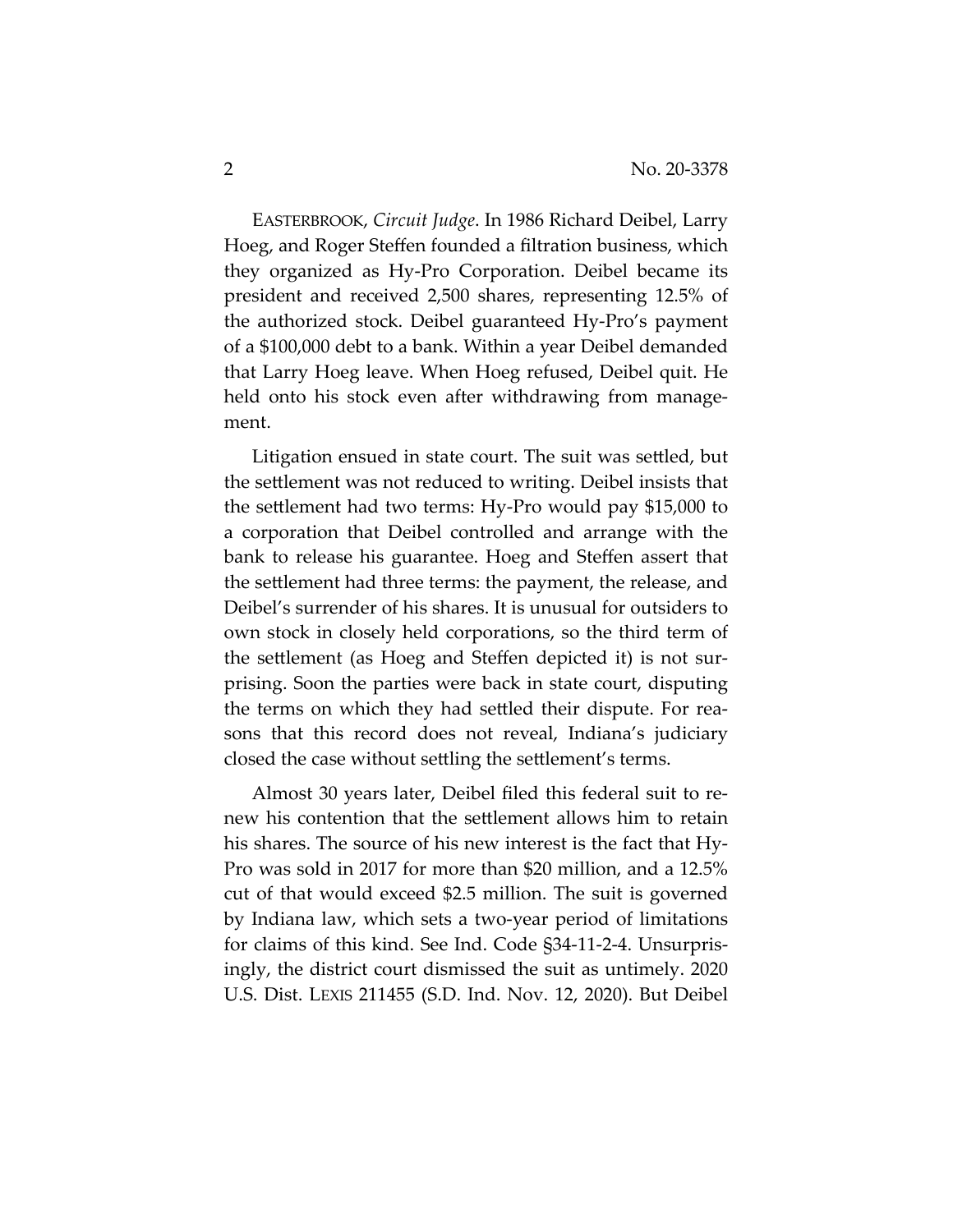EASTERBROOK, *Circuit Judge*. In 1986 Richard Deibel, Larry Hoeg, and Roger Steffen founded a filtration business, which they organized as Hy-Pro Corporation. Deibel became its president and received 2,500 shares, representing 12.5% of the authorized stock. Deibel guaranteed Hy-Pro's payment of a $100,000 debt to a bank. Within a year Deibel demanded that Larry Hoeg leave. When Hoeg refused, Deibel quit. He held onto his stock even after withdrawing from management.

Litigation ensued in state court. The suit was settled, but the settlement was not reduced to writing. Deibel insists that the settlement had two terms: Hy-Pro would pay $15,000 to a corporation that Deibel controlled and arrange with the bank to release his guarantee. Hoeg and Steffen assert that the settlement had three terms: the payment, the release, and Deibel's surrender of his shares. It is unusual for outsiders to own stock in closely held corporations, so the third term of the settlement (as Hoeg and Steffen depicted it) is not surprising. Soon the parties were back in state court, disputing the terms on which they had settled their dispute. For reasons that this record does not reveal, Indiana's judiciary closed the case without settling the settlement's terms.

Almost 30 years later, Deibel filed this federal suit to renew his contention that the settlement allows him to retain his shares. The source of his new interest is the fact that Hy-Pro was sold in 2017 for more than $20 million, and a 12.5% cut of that would exceed $2.5 million. The suit is governed by Indiana law, which sets a two-year period of limitations for claims of this kind. See Ind. Code §34-11-2-4. Unsurprisingly, the district court dismissed the suit as untimely. 2020 U.S. Dist. LEXIS 211455 (S.D. Ind. Nov. 12, 2020). But Deibel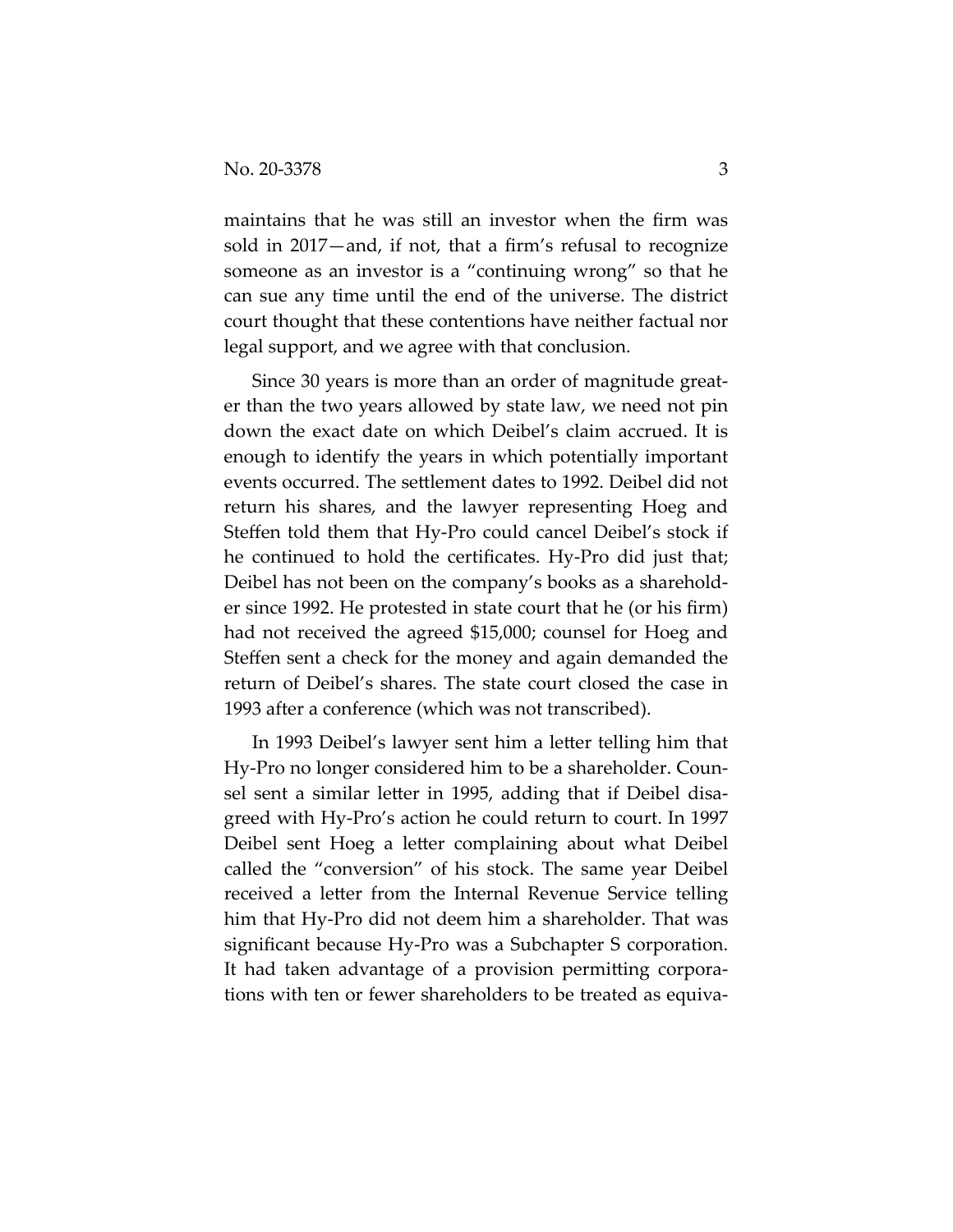maintains that he was still an investor when the firm was sold in 2017—and, if not, that a firm's refusal to recognize someone as an investor is a "continuing wrong" so that he can sue any time until the end of the universe. The district court thought that these contentions have neither factual nor legal support, and we agree with that conclusion.

Since 30 years is more than an order of magnitude greater than the two years allowed by state law, we need not pin down the exact date on which Deibel's claim accrued. It is enough to identify the years in which potentially important events occurred. The settlement dates to 1992. Deibel did not return his shares, and the lawyer representing Hoeg and Steffen told them that Hy-Pro could cancel Deibel's stock if he continued to hold the certificates. Hy-Pro did just that; Deibel has not been on the company's books as a shareholder since 1992. He protested in state court that he (or his firm) had not received the agreed $15,000; counsel for Hoeg and Steffen sent a check for the money and again demanded the return of Deibel's shares. The state court closed the case in 1993 after a conference (which was not transcribed).

In 1993 Deibel's lawyer sent him a letter telling him that Hy-Pro no longer considered him to be a shareholder. Counsel sent a similar letter in 1995, adding that if Deibel disagreed with Hy-Pro's action he could return to court. In 1997 Deibel sent Hoeg a letter complaining about what Deibel called the "conversion" of his stock. The same year Deibel received a letter from the Internal Revenue Service telling him that Hy-Pro did not deem him a shareholder. That was significant because Hy-Pro was a Subchapter S corporation. It had taken advantage of a provision permitting corporations with ten or fewer shareholders to be treated as equiva-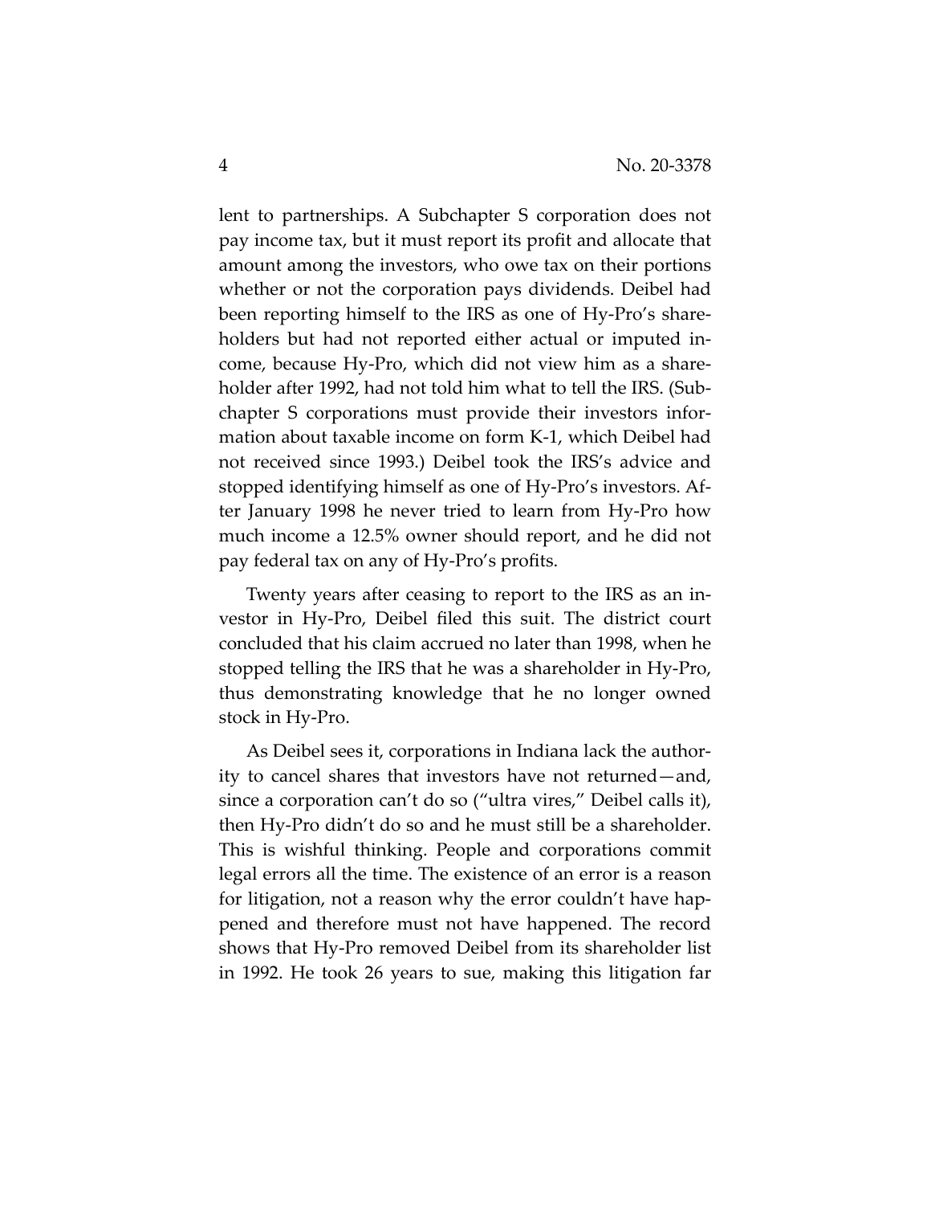lent to partnerships. A Subchapter S corporation does not pay income tax, but it must report its profit and allocate that amount among the investors, who owe tax on their portions whether or not the corporation pays dividends. Deibel had been reporting himself to the IRS as one of Hy-Pro's shareholders but had not reported either actual or imputed income, because Hy-Pro, which did not view him as a shareholder after 1992, had not told him what to tell the IRS. (Subchapter S corporations must provide their investors information about taxable income on form K-1, which Deibel had not received since 1993.) Deibel took the IRS's advice and stopped identifying himself as one of Hy-Pro's investors. After January 1998 he never tried to learn from Hy-Pro how much income a 12.5% owner should report, and he did not pay federal tax on any of Hy-Pro's profits.

Twenty years after ceasing to report to the IRS as an investor in Hy-Pro, Deibel filed this suit. The district court concluded that his claim accrued no later than 1998, when he stopped telling the IRS that he was a shareholder in Hy-Pro, thus demonstrating knowledge that he no longer owned stock in Hy-Pro.

As Deibel sees it, corporations in Indiana lack the authority to cancel shares that investors have not returned—and, since a corporation can't do so ("ultra vires," Deibel calls it), then Hy-Pro didn't do so and he must still be a shareholder. This is wishful thinking. People and corporations commit legal errors all the time. The existence of an error is a reason for litigation, not a reason why the error couldn't have happened and therefore must not have happened. The record shows that Hy-Pro removed Deibel from its shareholder list in 1992. He took 26 years to sue, making this litigation far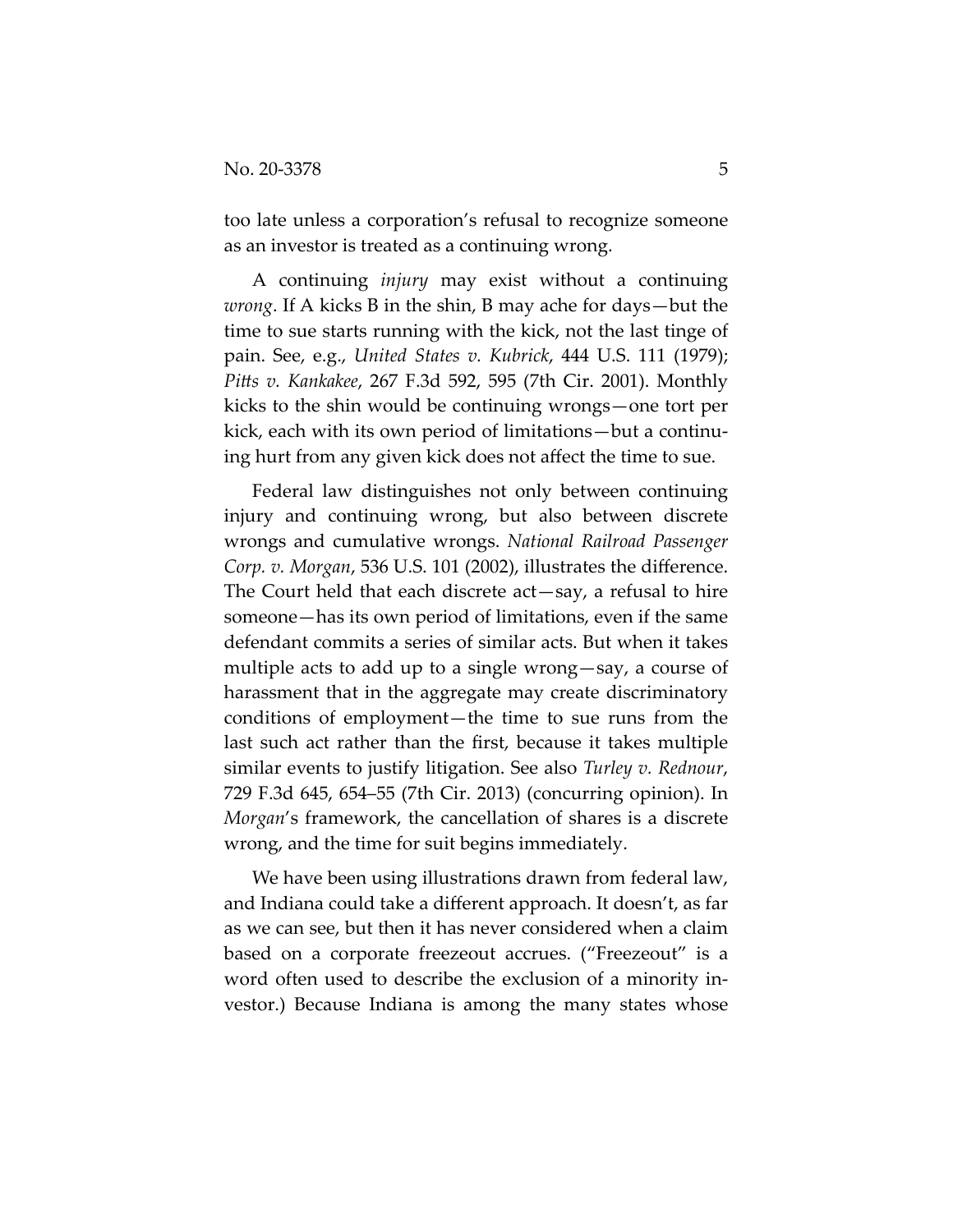too late unless a corporation's refusal to recognize someone as an investor is treated as a continuing wrong.

A continuing *injury* may exist without a continuing *wrong*. If A kicks B in the shin, B may ache for days—but the time to sue starts running with the kick, not the last tinge of pain. See, e.g., *United States v. Kubrick*, 444 U.S. 111 (1979); *Pitts v. Kankakee*, 267 F.3d 592, 595 (7th Cir. 2001). Monthly kicks to the shin would be continuing wrongs—one tort per kick, each with its own period of limitations—but a continuing hurt from any given kick does not affect the time to sue.

Federal law distinguishes not only between continuing injury and continuing wrong, but also between discrete wrongs and cumulative wrongs. *National Railroad Passenger Corp. v. Morgan*, 536 U.S. 101 (2002), illustrates the difference. The Court held that each discrete act—say, a refusal to hire someone—has its own period of limitations, even if the same defendant commits a series of similar acts. But when it takes multiple acts to add up to a single wrong—say, a course of harassment that in the aggregate may create discriminatory conditions of employment—the time to sue runs from the last such act rather than the first, because it takes multiple similar events to justify litigation. See also *Turley v. Rednour*, 729 F.3d 645, 654–55 (7th Cir. 2013) (concurring opinion). In *Morgan*'s framework, the cancellation of shares is a discrete wrong, and the time for suit begins immediately.

We have been using illustrations drawn from federal law, and Indiana could take a different approach. It doesn't, as far as we can see, but then it has never considered when a claim based on a corporate freezeout accrues. ("Freezeout" is a word often used to describe the exclusion of a minority investor.) Because Indiana is among the many states whose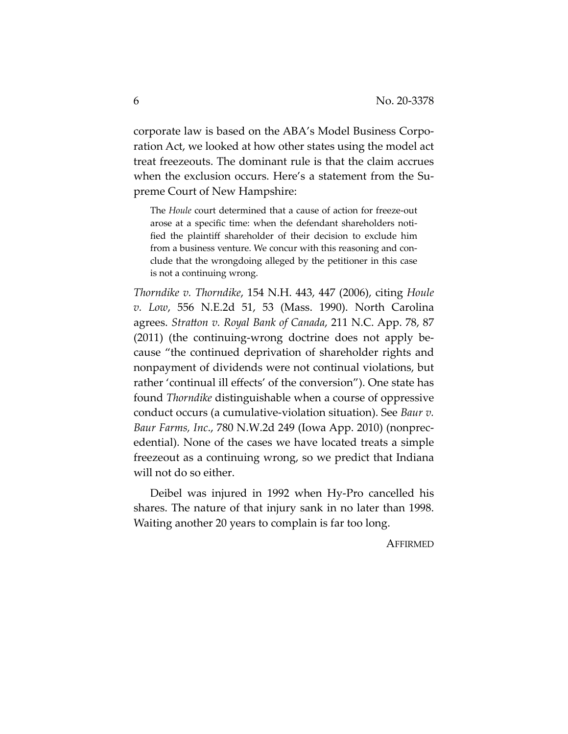corporate law is based on the ABA's Model Business Corporation Act, we looked at how other states using the model act treat freezeouts. The dominant rule is that the claim accrues when the exclusion occurs. Here's a statement from the Supreme Court of New Hampshire:

> The *Houle* court determined that a cause of action for freeze-out arose at a specific time: when the defendant shareholders notified the plaintiff shareholder of their decision to exclude him from a business venture. We concur with this reasoning and conclude that the wrongdoing alleged by the petitioner in this case is not a continuing wrong.

*Thorndike v. Thorndike*, 154 N.H. 443, 447 (2006), citing *Houle v. Low*, 556 N.E.2d 51, 53 (Mass. 1990). North Carolina agrees. *Stratton v. Royal Bank of Canada*, 211 N.C. App. 78, 87 (2011) (the continuing-wrong doctrine does not apply because "the continued deprivation of shareholder rights and nonpayment of dividends were not continual violations, but rather 'continual ill effects' of the conversion"). One state has found *Thorndike* distinguishable when a course of oppressive conduct occurs (a cumulative-violation situation). See *Baur v. Baur Farms, Inc.*, 780 N.W.2d 249 (Iowa App. 2010) (nonprecedential). None of the cases we have located treats a simple freezeout as a continuing wrong, so we predict that Indiana will not do so either.

Deibel was injured in 1992 when Hy-Pro cancelled his shares. The nature of that injury sank in no later than 1998. Waiting another 20 years to complain is far too long.

AFFIRMED